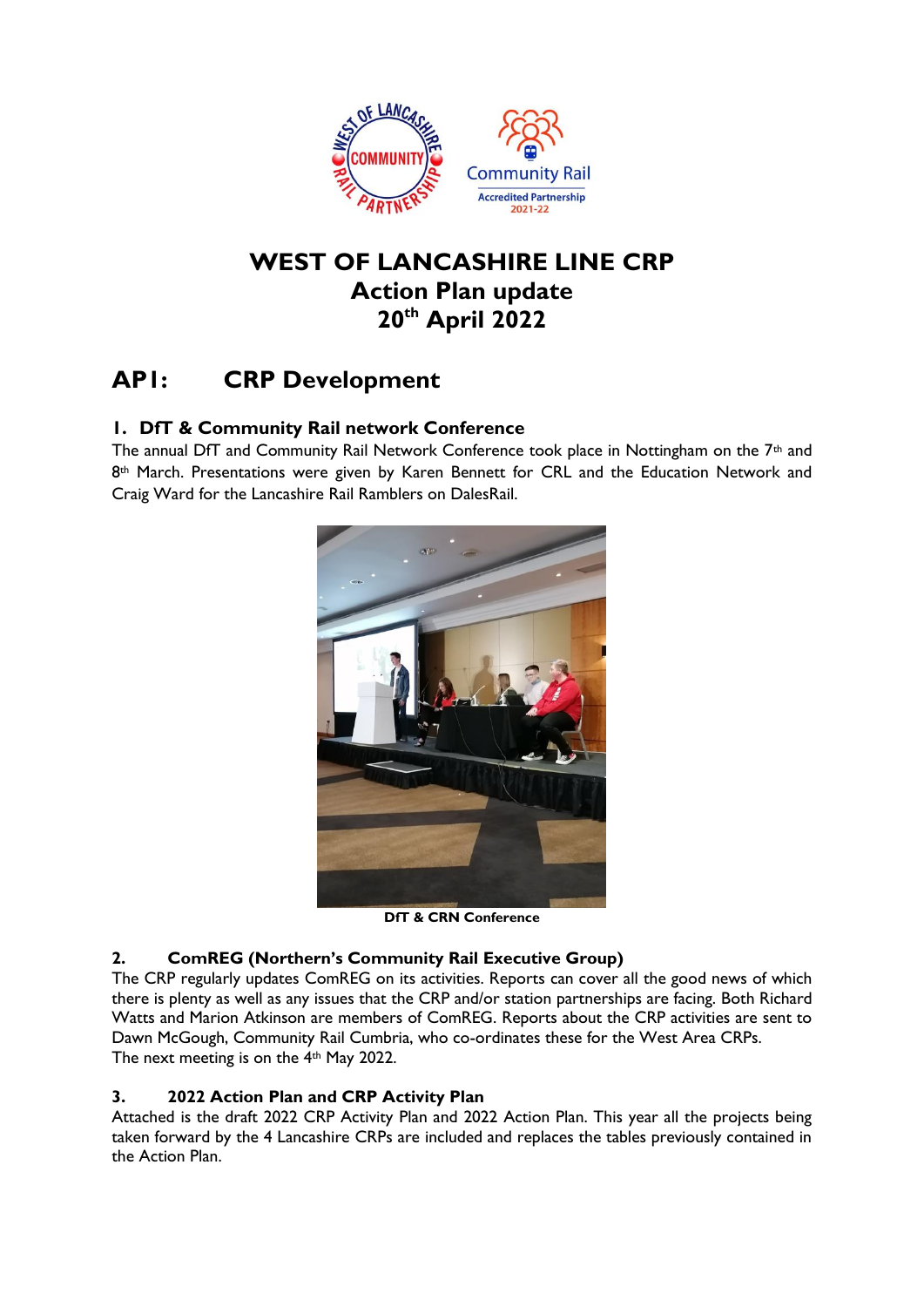# WEST OF LANCASHIRE LINE CRP
## Action Plan update
## 20th April 2022

## AP1: CRP Development

### 1. DfT & Community Rail network Conference

The annual DfT and Community Rail Network Conference took place in Nottingham on the 7th and 8th March. Presentations were given by Karen Bennett for CRL and the Education Network and Craig Ward for the Lancashire Rail Ramblers on DalesRail.

**DfT & CRN Conference**

### 2. ComREG (Northern's Community Rail Executive Group)

The CRP regularly updates ComREG on its activities. Reports can cover all the good news of which there is plenty as well as any issues that the CRP and/or station partnerships are facing. Both Richard Watts and Marion Atkinson are members of ComREG. Reports about the CRP activities are sent to Dawn McGough, Community Rail Cumbria, who co-ordinates these for the West Area CRPs.
The next meeting is on the 4th May 2022.

### 3. 2022 Action Plan and CRP Activity Plan

Attached is the draft 2022 CRP Activity Plan and 2022 Action Plan. This year all the projects being taken forward by the 4 Lancashire CRPs are included and replaces the tables previously contained in the Action Plan.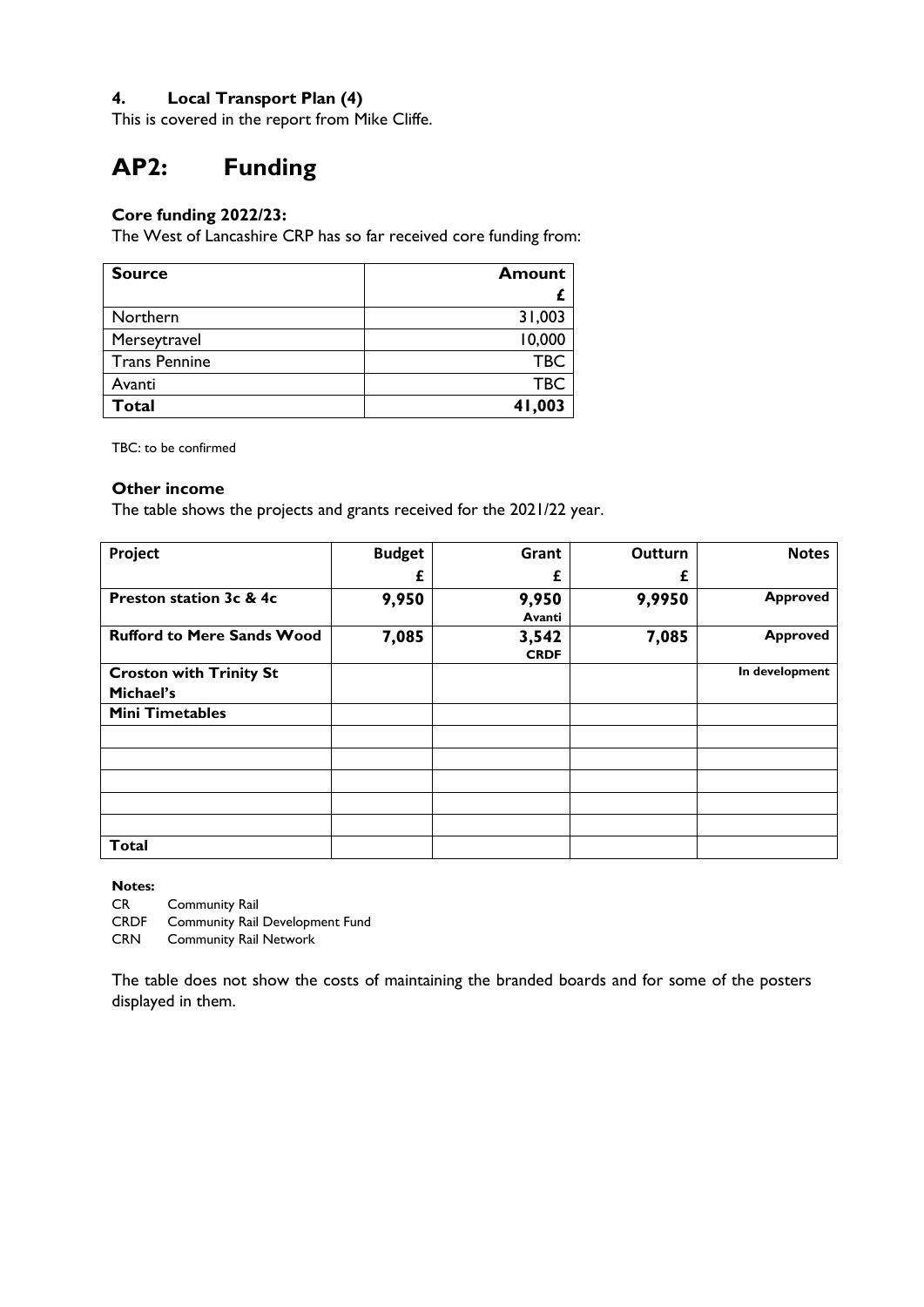### 4. Local Transport Plan (4)

This is covered in the report from Mike Cliffe.

# AP2: Funding

### Core funding 2022/23:

The West of Lancashire CRP has so far received core funding from:

| Source | Amount £ |
|---|---:|
| Northern | 31,003 |
| Merseytravel | 10,000 |
| Trans Pennine | TBC |
| Avanti | TBC |
| **Total** | **41,003** |

TBC: to be confirmed

### Other income

The table shows the projects and grants received for the 2021/22 year.

| Project | Budget £ | Grant £ | Outturn £ | Notes |
|---|---:|---:|---:|---:|
| **Preston station 3c & 4c** | **9,950** | **9,950** **Avanti** | **9,9950** | **Approved** |
| **Rufford to Mere Sands Wood** | **7,085** | **3,542** **CRDF** | **7,085** | **Approved** |
| **Croston with Trinity St Michael's** | | | | **In development** |
| **Mini Timetables** | | | | |
| | | | | |
| | | | | |
| | | | | |
| | | | | |
| | | | | |
| **Total** | | | | |

**Notes:**

CR Community Rail
CRDF Community Rail Development Fund
CRN Community Rail Network

The table does not show the costs of maintaining the branded boards and for some of the posters displayed in them.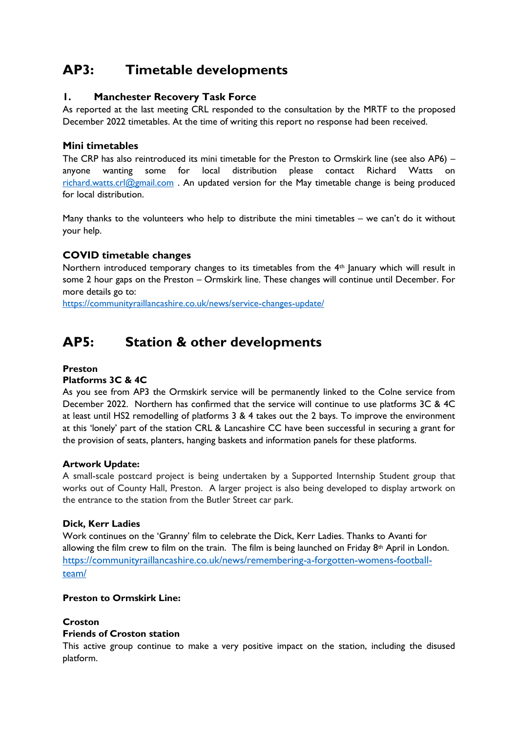# AP3: Timetable developments

## 1. Manchester Recovery Task Force

As reported at the last meeting CRL responded to the consultation by the MRTF to the proposed December 2022 timetables. At the time of writing this report no response had been received.

### Mini timetables

The CRP has also reintroduced its mini timetable for the Preston to Ormskirk line (see also AP6) – anyone wanting some for local distribution please contact Richard Watts on richard.watts.crl@gmail.com . An updated version for the May timetable change is being produced for local distribution.

Many thanks to the volunteers who help to distribute the mini timetables – we can't do it without your help.

### COVID timetable changes

Northern introduced temporary changes to its timetables from the 4th January which will result in some 2 hour gaps on the Preston – Ormskirk line. These changes will continue until December. For more details go to:
https://communityraillancashire.co.uk/news/service-changes-update/

# AP5: Station & other developments

**Preston**

**Platforms 3C & 4C**

As you see from AP3 the Ormskirk service will be permanently linked to the Colne service from December 2022. Northern has confirmed that the service will continue to use platforms 3C & 4C at least until HS2 remodelling of platforms 3 & 4 takes out the 2 bays. To improve the environment at this 'lonely' part of the station CRL & Lancashire CC have been successful in securing a grant for the provision of seats, planters, hanging baskets and information panels for these platforms.

**Artwork Update:**

A small-scale postcard project is being undertaken by a Supported Internship Student group that works out of County Hall, Preston. A larger project is also being developed to display artwork on the entrance to the station from the Butler Street car park.

**Dick, Kerr Ladies**

Work continues on the 'Granny' film to celebrate the Dick, Kerr Ladies. Thanks to Avanti for allowing the film crew to film on the train. The film is being launched on Friday 8th April in London.
https://communityraillancashire.co.uk/news/remembering-a-forgotten-womens-football-team/

**Preston to Ormskirk Line:**

**Croston**

**Friends of Croston station**

This active group continue to make a very positive impact on the station, including the disused platform.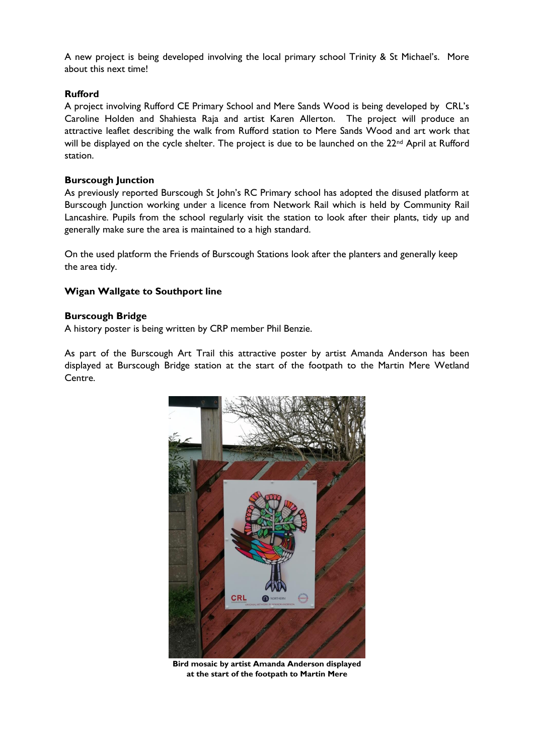A new project is being developed involving the local primary school Trinity & St Michael's. More about this next time!

**Rufford**

A project involving Rufford CE Primary School and Mere Sands Wood is being developed by CRL's Caroline Holden and Shahiesta Raja and artist Karen Allerton. The project will produce an attractive leaflet describing the walk from Rufford station to Mere Sands Wood and art work that will be displayed on the cycle shelter. The project is due to be launched on the 22nd April at Rufford station.

**Burscough Junction**

As previously reported Burscough St John's RC Primary school has adopted the disused platform at Burscough Junction working under a licence from Network Rail which is held by Community Rail Lancashire. Pupils from the school regularly visit the station to look after their plants, tidy up and generally make sure the area is maintained to a high standard.

On the used platform the Friends of Burscough Stations look after the planters and generally keep the area tidy.

**Wigan Wallgate to Southport line**

**Burscough Bridge**

A history poster is being written by CRP member Phil Benzie.

As part of the Burscough Art Trail this attractive poster by artist Amanda Anderson has been displayed at Burscough Bridge station at the start of the footpath to the Martin Mere Wetland Centre.

**Bird mosaic by artist Amanda Anderson displayed at the start of the footpath to Martin Mere**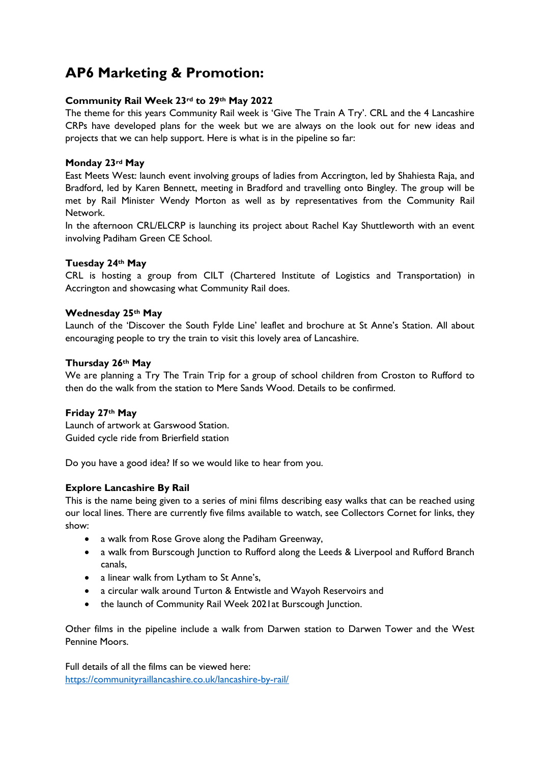# AP6 Marketing & Promotion:

### Community Rail Week 23rd to 29th May 2022

The theme for this years Community Rail week is 'Give The Train A Try'. CRL and the 4 Lancashire CRPs have developed plans for the week but we are always on the look out for new ideas and projects that we can help support. Here is what is in the pipeline so far:

**Monday 23rd May**

East Meets West: launch event involving groups of ladies from Accrington, led by Shahiesta Raja, and Bradford, led by Karen Bennett, meeting in Bradford and travelling onto Bingley. The group will be met by Rail Minister Wendy Morton as well as by representatives from the Community Rail Network.

In the afternoon CRL/ELCRP is launching its project about Rachel Kay Shuttleworth with an event involving Padiham Green CE School.

**Tuesday 24th May**

CRL is hosting a group from CILT (Chartered Institute of Logistics and Transportation) in Accrington and showcasing what Community Rail does.

**Wednesday 25th May**

Launch of the 'Discover the South Fylde Line' leaflet and brochure at St Anne's Station. All about encouraging people to try the train to visit this lovely area of Lancashire.

**Thursday 26th May**

We are planning a Try The Train Trip for a group of school children from Croston to Rufford to then do the walk from the station to Mere Sands Wood. Details to be confirmed.

**Friday 27th May**

Launch of artwork at Garswood Station.
Guided cycle ride from Brierfield station

Do you have a good idea? If so we would like to hear from you.

### Explore Lancashire By Rail

This is the name being given to a series of mini films describing easy walks that can be reached using our local lines. There are currently five films available to watch, see Collectors Cornet for links, they show:

- a walk from Rose Grove along the Padiham Greenway,
- a walk from Burscough Junction to Rufford along the Leeds & Liverpool and Rufford Branch canals,
- a linear walk from Lytham to St Anne's,
- a circular walk around Turton & Entwistle and Wayoh Reservoirs and
- the launch of Community Rail Week 2021at Burscough Junction.

Other films in the pipeline include a walk from Darwen station to Darwen Tower and the West Pennine Moors.

Full details of all the films can be viewed here:
https://communityraillancashire.co.uk/lancashire-by-rail/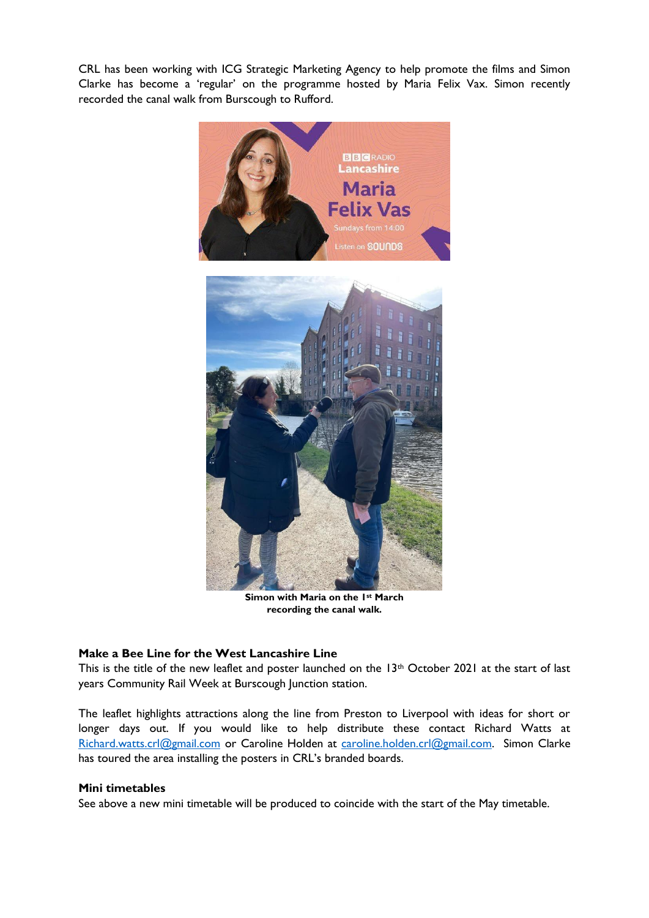CRL has been working with ICG Strategic Marketing Agency to help promote the films and Simon Clarke has become a 'regular' on the programme hosted by Maria Felix Vax. Simon recently recorded the canal walk from Burscough to Rufford.

**Simon with Maria on the 1st March recording the canal walk.**

### Make a Bee Line for the West Lancashire Line

This is the title of the new leaflet and poster launched on the 13th October 2021 at the start of last years Community Rail Week at Burscough Junction station.

The leaflet highlights attractions along the line from Preston to Liverpool with ideas for short or longer days out. If you would like to help distribute these contact Richard Watts at Richard.watts.crl@gmail.com or Caroline Holden at caroline.holden.crl@gmail.com. Simon Clarke has toured the area installing the posters in CRL's branded boards.

### Mini timetables

See above a new mini timetable will be produced to coincide with the start of the May timetable.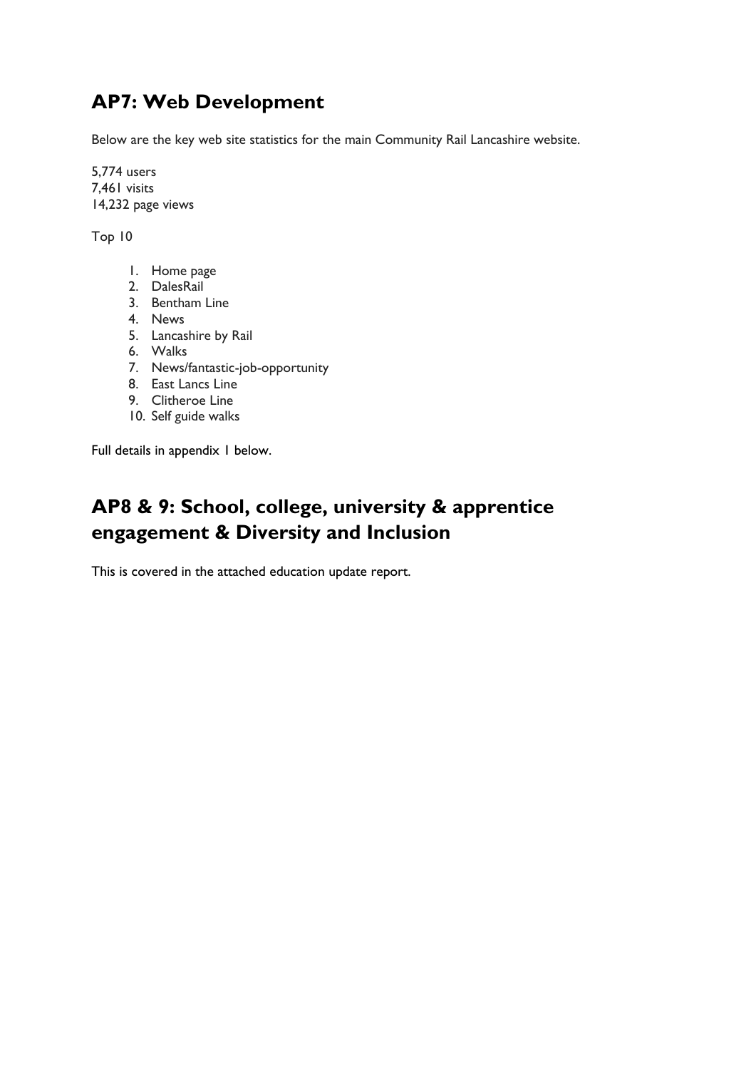## AP7: Web Development

Below are the key web site statistics for the main Community Rail Lancashire website.

5,774 users
7,461 visits
14,232 page views

Top 10

1. Home page
2. DalesRail
3. Bentham Line
4. News
5. Lancashire by Rail
6. Walks
7. News/fantastic-job-opportunity
8. East Lancs Line
9. Clitheroe Line
10. Self guide walks

Full details in appendix 1 below.

## AP8 & 9: School, college, university & apprentice engagement & Diversity and Inclusion

This is covered in the attached education update report.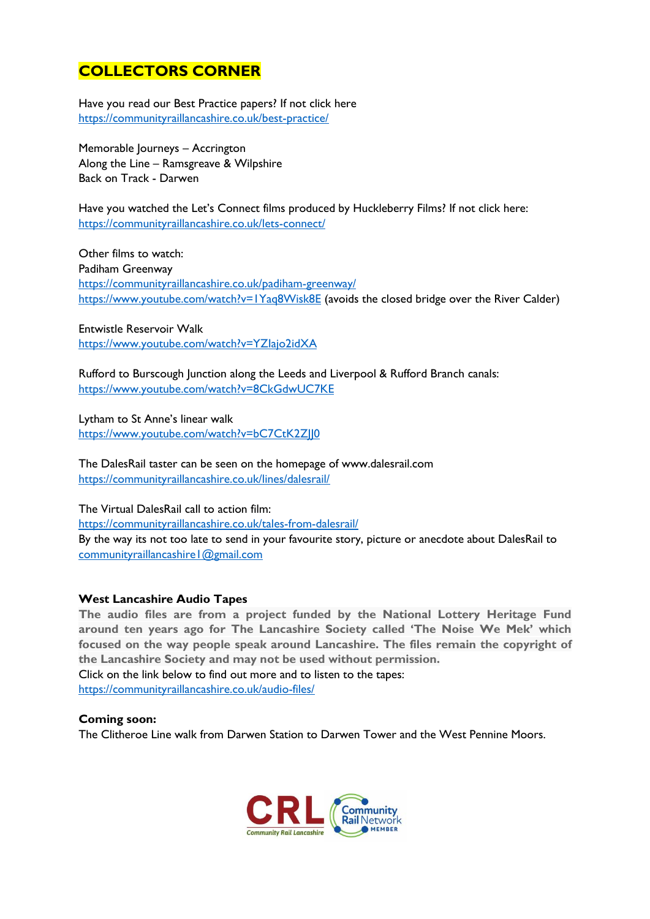## COLLECTORS CORNER

Have you read our Best Practice papers? If not click here
https://communityraillancashire.co.uk/best-practice/

Memorable Journeys – Accrington
Along the Line – Ramsgreave & Wilpshire
Back on Track - Darwen

Have you watched the Let's Connect films produced by Huckleberry Films? If not click here:
https://communityraillancashire.co.uk/lets-connect/

Other films to watch:
Padiham Greenway
https://communityraillancashire.co.uk/padiham-greenway/
https://www.youtube.com/watch?v=1Yaq8Wisk8E (avoids the closed bridge over the River Calder)

Entwistle Reservoir Walk
https://www.youtube.com/watch?v=YZlajo2idXA

Rufford to Burscough Junction along the Leeds and Liverpool & Rufford Branch canals:
https://www.youtube.com/watch?v=8CkGdwUC7KE

Lytham to St Anne's linear walk
https://www.youtube.com/watch?v=bC7CtK2ZJJ0

The DalesRail taster can be seen on the homepage of www.dalesrail.com
https://communityraillancashire.co.uk/lines/dalesrail/

The Virtual DalesRail call to action film:
https://communityraillancashire.co.uk/tales-from-dalesrail/
By the way its not too late to send in your favourite story, picture or anecdote about DalesRail to communityraillancashire1@gmail.com

### West Lancashire Audio Tapes

**The audio files are from a project funded by the National Lottery Heritage Fund around ten years ago for The Lancashire Society called 'The Noise We Mek' which focused on the way people speak around Lancashire. The files remain the copyright of the Lancashire Society and may not be used without permission.**
Click on the link below to find out more and to listen to the tapes:
https://communityraillancashire.co.uk/audio-files/

### Coming soon:

The Clitheroe Line walk from Darwen Station to Darwen Tower and the West Pennine Moors.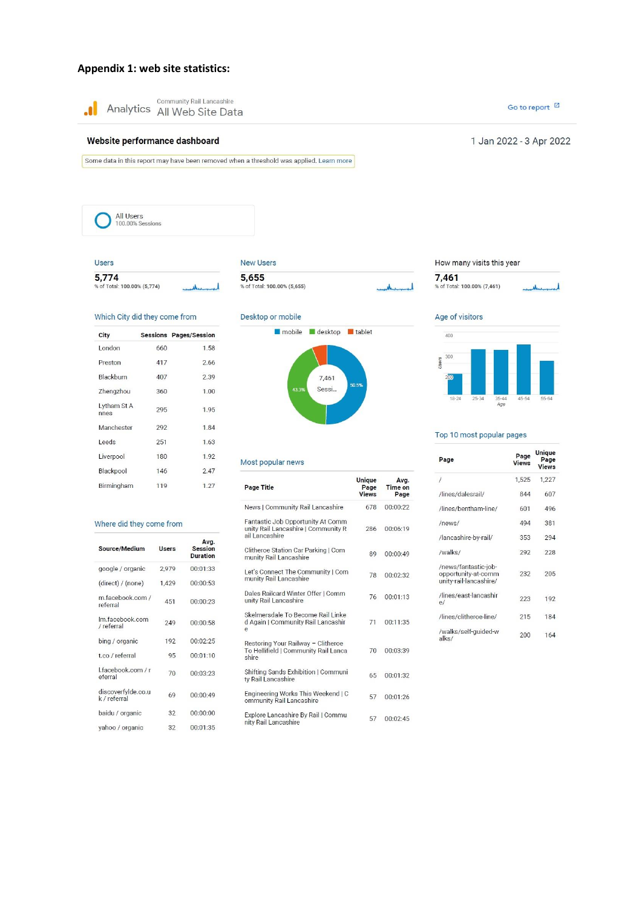## Appendix 1: web site statistics:

Analytics — Community Rail Lancashire — All Web Site Data

Go to report

### Website performance dashboard

1 Jan 2022 - 3 Apr 2022

Some data in this report may have been removed when a threshold was applied. Learn more

All Users
100.00% Sessions

**Users**
5,774
% of Total: 100.00% (5,774)

**New Users**
5,655
% of Total: 100.00% (5,655)

**How many visits this year**
7,461
% of Total: 100.00% (7,461)

**Which City did they come from**

| City | Sessions | Pages/Session |
|---|---|---|
| London | 660 | 1.58 |
| Preston | 417 | 2.66 |
| Blackburn | 407 | 2.39 |
| Zhengzhou | 360 | 1.00 |
| Lytham St Annes | 295 | 1.95 |
| Manchester | 292 | 1.84 |
| Leeds | 251 | 1.63 |
| Liverpool | 180 | 1.92 |
| Blackpool | 146 | 2.47 |
| Birmingham | 119 | 1.27 |

**Desktop or mobile**

mobile
desktop
tablet
7,461
Sessi...
50.5%
43.3%

**Age of visitors**

400
300
200
Users
18-24
25-34
35-44
45-54
55-64
Age

**Where did they come from**

| Source/Medium | Users | Avg. Session Duration |
|---|---|---|
| google / organic | 2,979 | 00:01:33 |
| (direct) / (none) | 1,429 | 00:00:53 |
| m.facebook.com / referral | 451 | 00:00:23 |
| lm.facebook.com / referral | 249 | 00:00:58 |
| bing / organic | 192 | 00:02:25 |
| t.co / referral | 95 | 00:01:10 |
| l.facebook.com / referral | 70 | 00:03:23 |
| discoverfylde.co.uk / referral | 69 | 00:00:49 |
| baidu / organic | 32 | 00:00:00 |
| yahoo / organic | 32 | 00:01:35 |

**Most popular news**

| Page Title | Unique Page Views | Avg. Time on Page |
|---|---|---|
| News \| Community Rail Lancashire | 678 | 00:00:22 |
| Fantastic Job Opportunity At Community Rail Lancashire \| Community Rail Lancashire | 286 | 00:06:19 |
| Clitheroe Station Car Parking \| Community Rail Lancashire | 89 | 00:00:49 |
| Let's Connect The Community \| Community Rail Lancashire | 78 | 00:02:32 |
| Dales Railcard Winter Offer \| Community Rail Lancashire | 76 | 00:01:13 |
| Skelmersdale To Become Rail Linked Again \| Community Rail Lancashire | 71 | 00:11:35 |
| Restoring Your Railway – Clitheroe To Hellifield \| Community Rail Lancashire | 70 | 00:03:39 |
| Shifting Sands Exhibition \| Community Rail Lancashire | 65 | 00:01:32 |
| Engineering Works This Weekend \| Community Rail Lancashire | 57 | 00:01:26 |
| Explore Lancashire By Rail \| Community Rail Lancashire | 57 | 00:02:45 |

**Top 10 most popular pages**

| Page | Page Views | Unique Page Views |
|---|---|---|
| / | 1,525 | 1,227 |
| /lines/dalesrail/ | 844 | 607 |
| /lines/bentham-line/ | 601 | 496 |
| /news/ | 494 | 381 |
| /lancashire-by-rail/ | 353 | 294 |
| /walks/ | 292 | 228 |
| /news/fantastic-job-opportunity-at-community-rail-lancashire/ | 232 | 205 |
| /lines/east-lancashire/ | 223 | 192 |
| /lines/clitheroe-line/ | 215 | 184 |
| /walks/self-guided-walks/ | 200 | 164 |